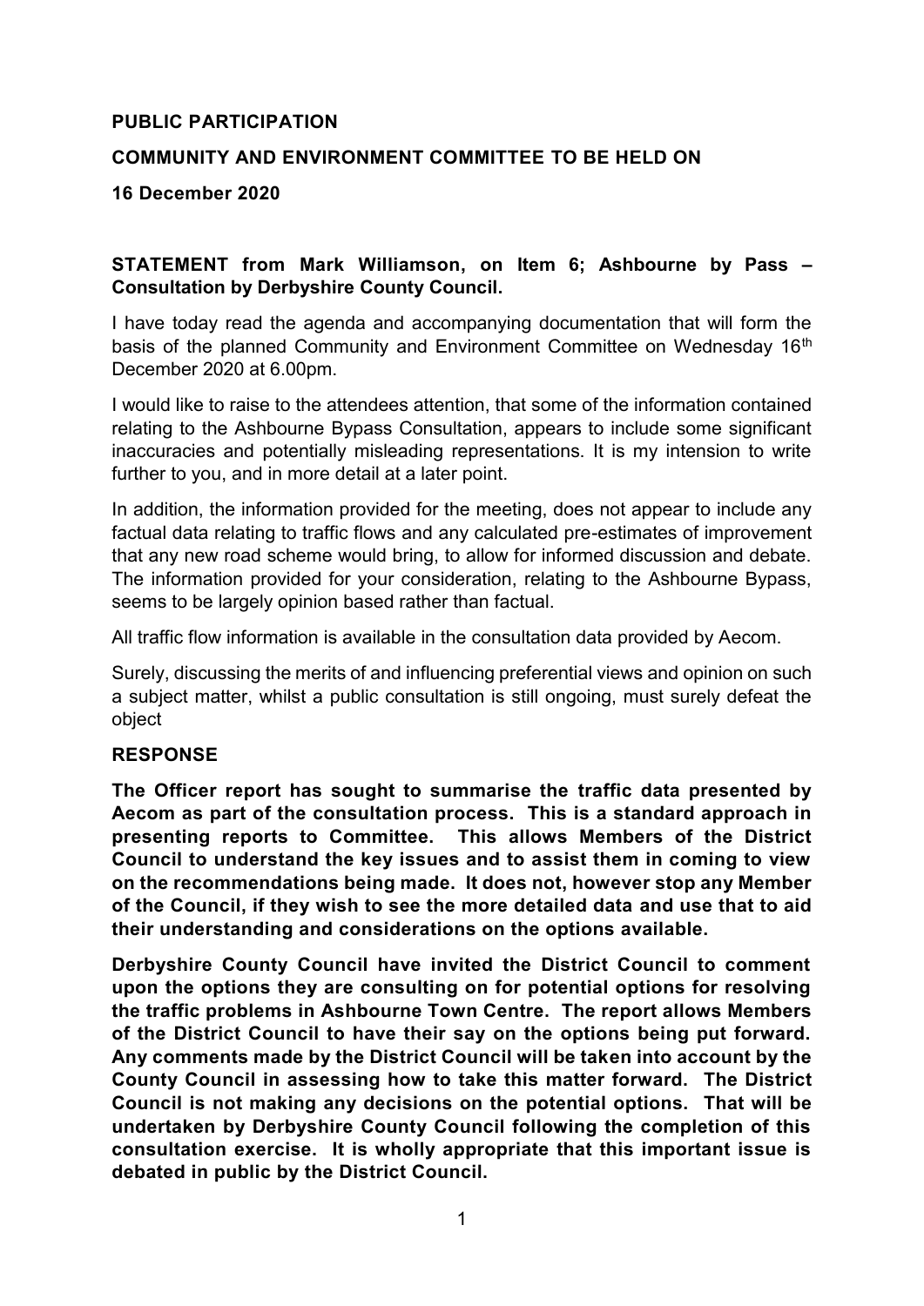**PUBLIC PARTICIPATION**

**COMMUNITY AND ENVIRONMENT COMMITTEE TO BE HELD ON**

**16 December 2020**

**STATEMENT from Mark Williamson, on Item 6; Ashbourne by Pass – Consultation by Derbyshire County Council.**

I have today read the agenda and accompanying documentation that will form the basis of the planned Community and Environment Committee on Wednesday 16th December 2020 at 6.00pm.

I would like to raise to the attendees attention, that some of the information contained relating to the Ashbourne Bypass Consultation, appears to include some significant inaccuracies and potentially misleading representations. It is my intension to write further to you, and in more detail at a later point.

In addition, the information provided for the meeting, does not appear to include any factual data relating to traffic flows and any calculated pre-estimates of improvement that any new road scheme would bring, to allow for informed discussion and debate. The information provided for your consideration, relating to the Ashbourne Bypass, seems to be largely opinion based rather than factual.

All traffic flow information is available in the consultation data provided by Aecom.

Surely, discussing the merits of and influencing preferential views and opinion on such a subject matter, whilst a public consultation is still ongoing, must surely defeat the object

**RESPONSE**

**The Officer report has sought to summarise the traffic data presented by Aecom as part of the consultation process. This is a standard approach in presenting reports to Committee. This allows Members of the District Council to understand the key issues and to assist them in coming to view on the recommendations being made. It does not, however stop any Member of the Council, if they wish to see the more detailed data and use that to aid their understanding and considerations on the options available.**

**Derbyshire County Council have invited the District Council to comment upon the options they are consulting on for potential options for resolving the traffic problems in Ashbourne Town Centre. The report allows Members of the District Council to have their say on the options being put forward. Any comments made by the District Council will be taken into account by the County Council in assessing how to take this matter forward. The District Council is not making any decisions on the potential options. That will be undertaken by Derbyshire County Council following the completion of this consultation exercise. It is wholly appropriate that this important issue is debated in public by the District Council.**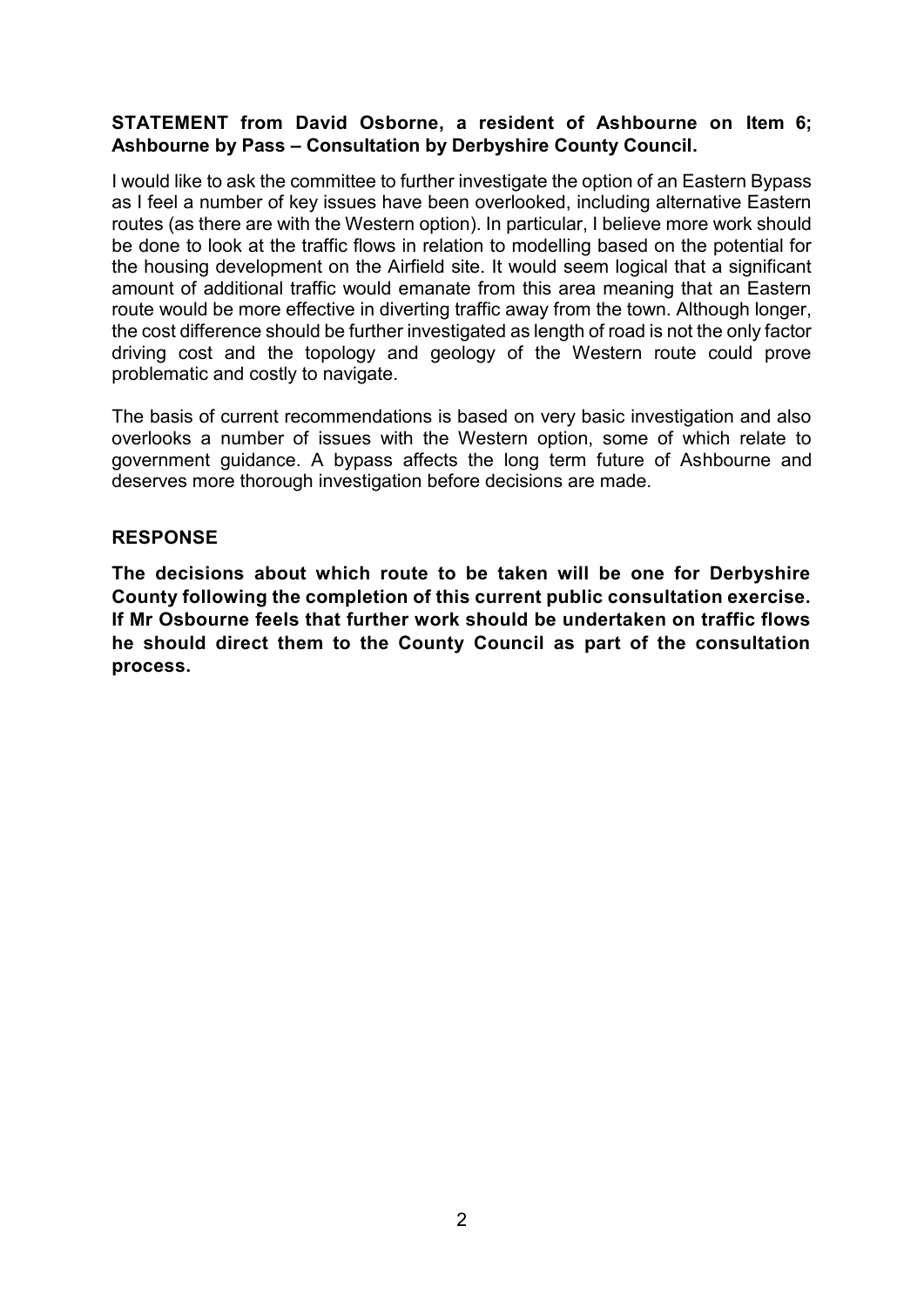**STATEMENT from David Osborne, a resident of Ashbourne on Item 6; Ashbourne by Pass – Consultation by Derbyshire County Council.**

I would like to ask the committee to further investigate the option of an Eastern Bypass as I feel a number of key issues have been overlooked, including alternative Eastern routes (as there are with the Western option). In particular, I believe more work should be done to look at the traffic flows in relation to modelling based on the potential for the housing development on the Airfield site. It would seem logical that a significant amount of additional traffic would emanate from this area meaning that an Eastern route would be more effective in diverting traffic away from the town. Although longer, the cost difference should be further investigated as length of road is not the only factor driving cost and the topology and geology of the Western route could prove problematic and costly to navigate.

The basis of current recommendations is based on very basic investigation and also overlooks a number of issues with the Western option, some of which relate to government guidance. A bypass affects the long term future of Ashbourne and deserves more thorough investigation before decisions are made.

**RESPONSE**

**The decisions about which route to be taken will be one for Derbyshire County following the completion of this current public consultation exercise. If Mr Osbourne feels that further work should be undertaken on traffic flows he should direct them to the County Council as part of the consultation process.**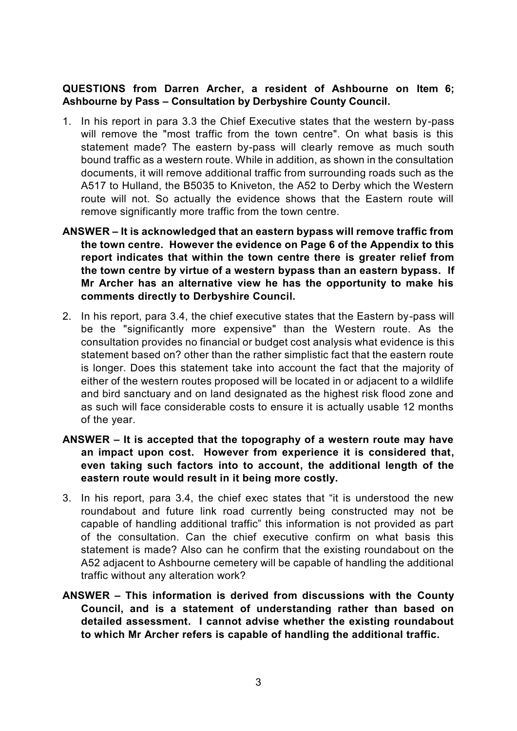**QUESTIONS from Darren Archer, a resident of Ashbourne on Item 6; Ashbourne by Pass – Consultation by Derbyshire County Council.**

1. In his report in para 3.3 the Chief Executive states that the western by-pass will remove the "most traffic from the town centre". On what basis is this statement made? The eastern by-pass will clearly remove as much south bound traffic as a western route. While in addition, as shown in the consultation documents, it will remove additional traffic from surrounding roads such as the A517 to Hulland, the B5035 to Kniveton, the A52 to Derby which the Western route will not. So actually the evidence shows that the Eastern route will remove significantly more traffic from the town centre.

**ANSWER – It is acknowledged that an eastern bypass will remove traffic from the town centre. However the evidence on Page 6 of the Appendix to this report indicates that within the town centre there is greater relief from the town centre by virtue of a western bypass than an eastern bypass. If Mr Archer has an alternative view he has the opportunity to make his comments directly to Derbyshire Council.**

2. In his report, para 3.4, the chief executive states that the Eastern by-pass will be the "significantly more expensive" than the Western route. As the consultation provides no financial or budget cost analysis what evidence is this statement based on? other than the rather simplistic fact that the eastern route is longer. Does this statement take into account the fact that the majority of either of the western routes proposed will be located in or adjacent to a wildlife and bird sanctuary and on land designated as the highest risk flood zone and as such will face considerable costs to ensure it is actually usable 12 months of the year.

**ANSWER – It is accepted that the topography of a western route may have an impact upon cost. However from experience it is considered that, even taking such factors into to account, the additional length of the eastern route would result in it being more costly.**

3. In his report, para 3.4, the chief exec states that "it is understood the new roundabout and future link road currently being constructed may not be capable of handling additional traffic" this information is not provided as part of the consultation. Can the chief executive confirm on what basis this statement is made? Also can he confirm that the existing roundabout on the A52 adjacent to Ashbourne cemetery will be capable of handling the additional traffic without any alteration work?

**ANSWER – This information is derived from discussions with the County Council, and is a statement of understanding rather than based on detailed assessment. I cannot advise whether the existing roundabout to which Mr Archer refers is capable of handling the additional traffic.**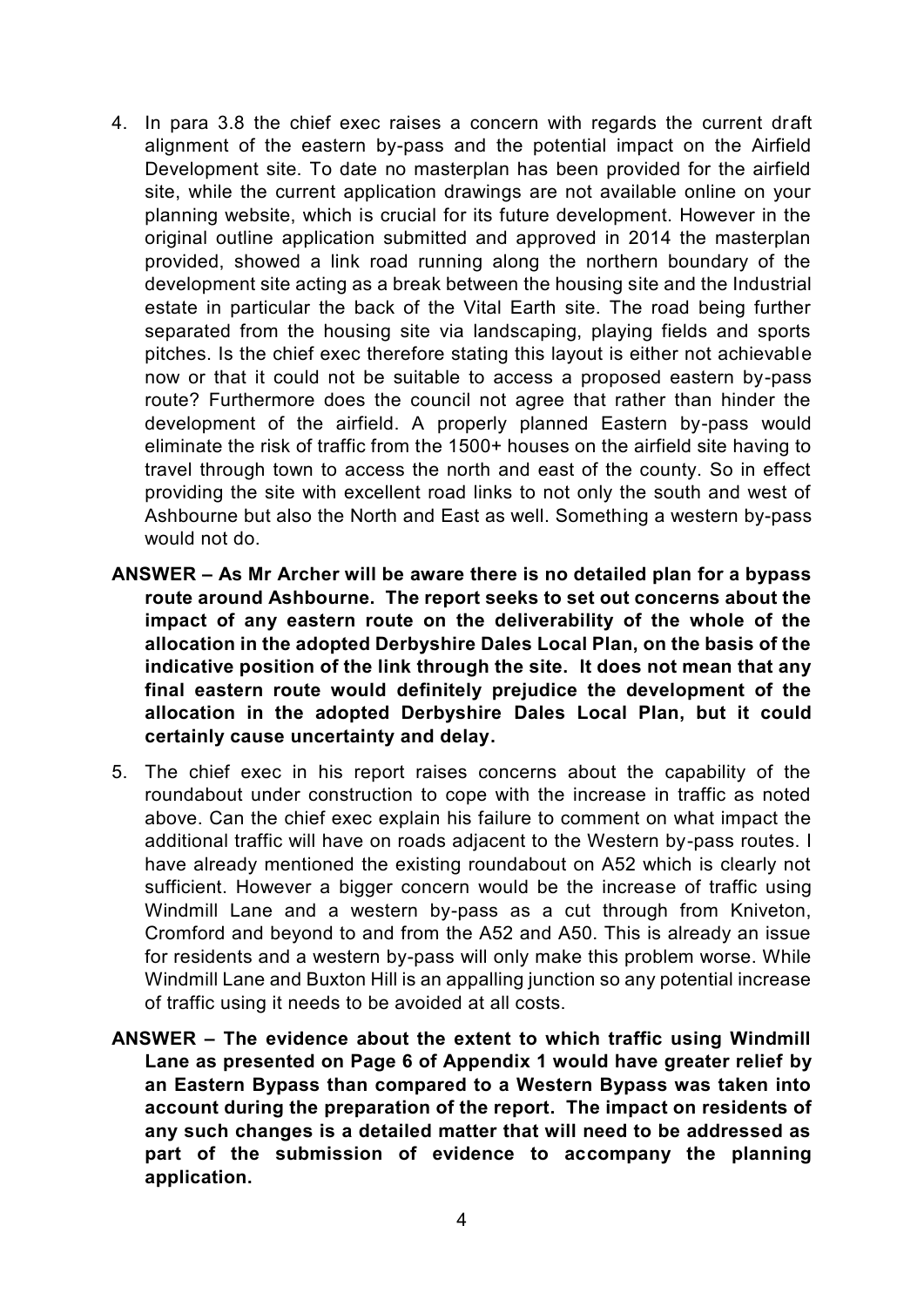4. In para 3.8 the chief exec raises a concern with regards the current draft alignment of the eastern by-pass and the potential impact on the Airfield Development site. To date no masterplan has been provided for the airfield site, while the current application drawings are not available online on your planning website, which is crucial for its future development. However in the original outline application submitted and approved in 2014 the masterplan provided, showed a link road running along the northern boundary of the development site acting as a break between the housing site and the Industrial estate in particular the back of the Vital Earth site. The road being further separated from the housing site via landscaping, playing fields and sports pitches. Is the chief exec therefore stating this layout is either not achievable now or that it could not be suitable to access a proposed eastern by-pass route? Furthermore does the council not agree that rather than hinder the development of the airfield. A properly planned Eastern by-pass would eliminate the risk of traffic from the 1500+ houses on the airfield site having to travel through town to access the north and east of the county. So in effect providing the site with excellent road links to not only the south and west of Ashbourne but also the North and East as well. Something a western by-pass would not do.

**ANSWER – As Mr Archer will be aware there is no detailed plan for a bypass route around Ashbourne. The report seeks to set out concerns about the impact of any eastern route on the deliverability of the whole of the allocation in the adopted Derbyshire Dales Local Plan, on the basis of the indicative position of the link through the site. It does not mean that any final eastern route would definitely prejudice the development of the allocation in the adopted Derbyshire Dales Local Plan, but it could certainly cause uncertainty and delay.**

5. The chief exec in his report raises concerns about the capability of the roundabout under construction to cope with the increase in traffic as noted above. Can the chief exec explain his failure to comment on what impact the additional traffic will have on roads adjacent to the Western by-pass routes. I have already mentioned the existing roundabout on A52 which is clearly not sufficient. However a bigger concern would be the increase of traffic using Windmill Lane and a western by-pass as a cut through from Kniveton, Cromford and beyond to and from the A52 and A50. This is already an issue for residents and a western by-pass will only make this problem worse. While Windmill Lane and Buxton Hill is an appalling junction so any potential increase of traffic using it needs to be avoided at all costs.

**ANSWER – The evidence about the extent to which traffic using Windmill Lane as presented on Page 6 of Appendix 1 would have greater relief by an Eastern Bypass than compared to a Western Bypass was taken into account during the preparation of the report. The impact on residents of any such changes is a detailed matter that will need to be addressed as part of the submission of evidence to accompany the planning application.**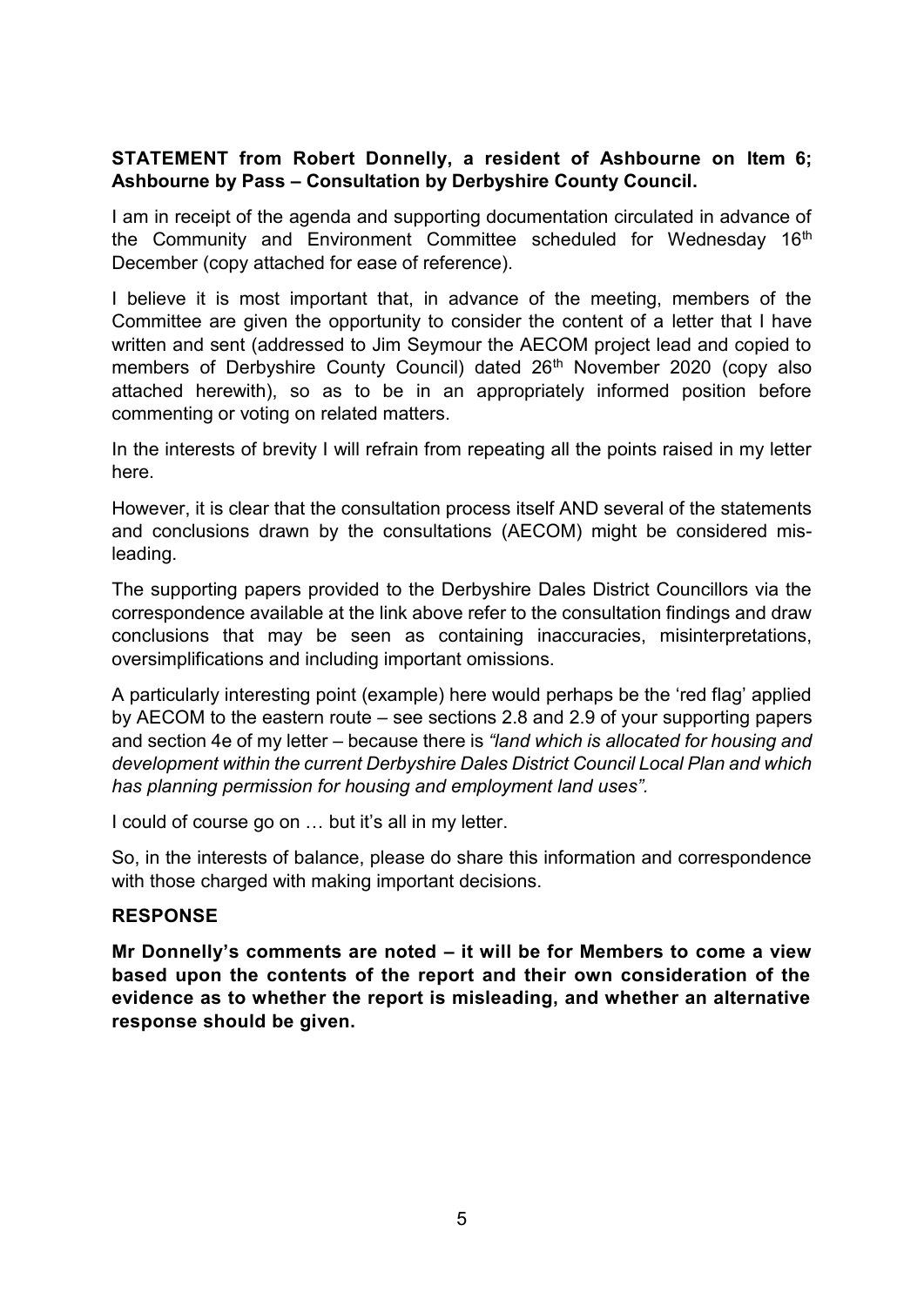**STATEMENT from Robert Donnelly, a resident of Ashbourne on Item 6; Ashbourne by Pass – Consultation by Derbyshire County Council.**

I am in receipt of the agenda and supporting documentation circulated in advance of the Community and Environment Committee scheduled for Wednesday 16th December (copy attached for ease of reference).

I believe it is most important that, in advance of the meeting, members of the Committee are given the opportunity to consider the content of a letter that I have written and sent (addressed to Jim Seymour the AECOM project lead and copied to members of Derbyshire County Council) dated 26th November 2020 (copy also attached herewith), so as to be in an appropriately informed position before commenting or voting on related matters.

In the interests of brevity I will refrain from repeating all the points raised in my letter here.

However, it is clear that the consultation process itself AND several of the statements and conclusions drawn by the consultations (AECOM) might be considered mis-leading.

The supporting papers provided to the Derbyshire Dales District Councillors via the correspondence available at the link above refer to the consultation findings and draw conclusions that may be seen as containing inaccuracies, misinterpretations, oversimplifications and including important omissions.

A particularly interesting point (example) here would perhaps be the 'red flag' applied by AECOM to the eastern route – see sections 2.8 and 2.9 of your supporting papers and section 4e of my letter – because there is *"land which is allocated for housing and development within the current Derbyshire Dales District Council Local Plan and which has planning permission for housing and employment land uses"*.

I could of course go on … but it's all in my letter.

So, in the interests of balance, please do share this information and correspondence with those charged with making important decisions.

**RESPONSE**

**Mr Donnelly's comments are noted – it will be for Members to come a view based upon the contents of the report and their own consideration of the evidence as to whether the report is misleading, and whether an alternative response should be given.**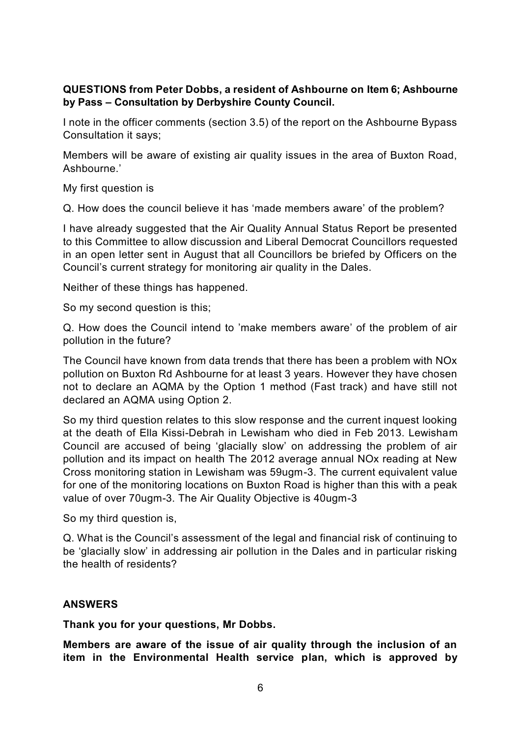**QUESTIONS from Peter Dobbs, a resident of Ashbourne on Item 6; Ashbourne by Pass – Consultation by Derbyshire County Council.**

I note in the officer comments (section 3.5) of the report on the Ashbourne Bypass Consultation it says;

Members will be aware of existing air quality issues in the area of Buxton Road, Ashbourne.'

My first question is

Q. How does the council believe it has 'made members aware' of the problem?

I have already suggested that the Air Quality Annual Status Report be presented to this Committee to allow discussion and Liberal Democrat Councillors requested in an open letter sent in August that all Councillors be briefed by Officers on the Council's current strategy for monitoring air quality in the Dales.

Neither of these things has happened.

So my second question is this;

Q. How does the Council intend to 'make members aware' of the problem of air pollution in the future?

The Council have known from data trends that there has been a problem with NOx pollution on Buxton Rd Ashbourne for at least 3 years. However they have chosen not to declare an AQMA by the Option 1 method (Fast track) and have still not declared an AQMA using Option 2.

So my third question relates to this slow response and the current inquest looking at the death of Ella Kissi-Debrah in Lewisham who died in Feb 2013. Lewisham Council are accused of being 'glacially slow' on addressing the problem of air pollution and its impact on health The 2012 average annual NOx reading at New Cross monitoring station in Lewisham was 59ugm-3. The current equivalent value for one of the monitoring locations on Buxton Road is higher than this with a peak value of over 70ugm-3. The Air Quality Objective is 40ugm-3

So my third question is,

Q. What is the Council's assessment of the legal and financial risk of continuing to be 'glacially slow' in addressing air pollution in the Dales and in particular risking the health of residents?

**ANSWERS**

**Thank you for your questions, Mr Dobbs.**

**Members are aware of the issue of air quality through the inclusion of an item in the Environmental Health service plan, which is approved by**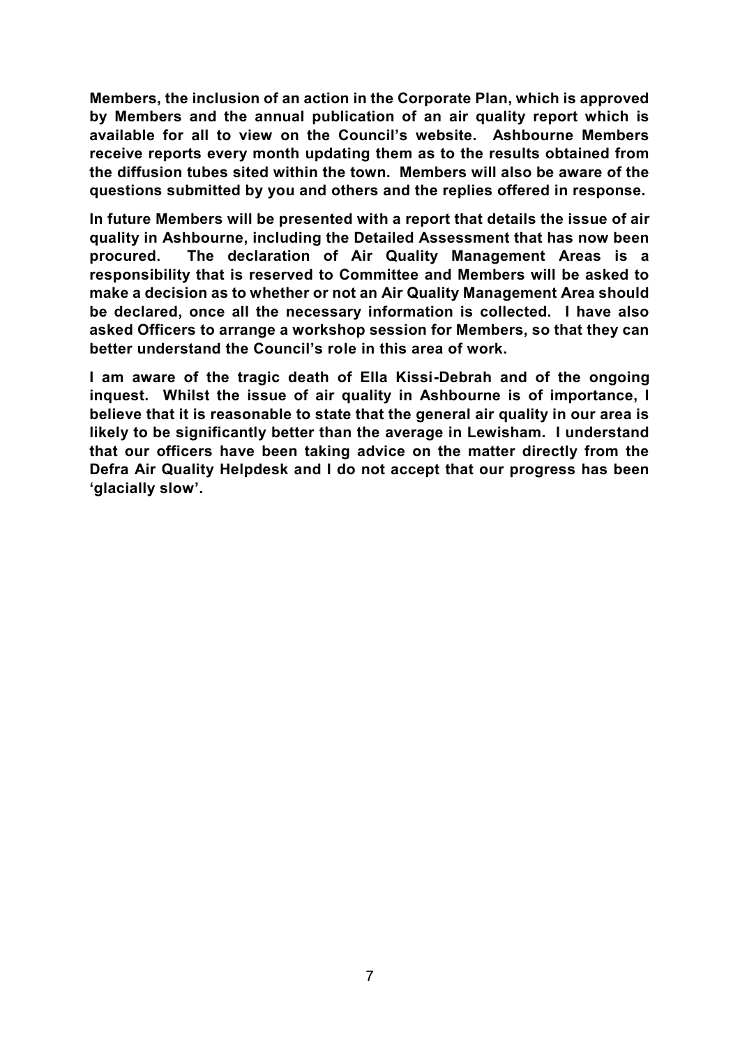**Members, the inclusion of an action in the Corporate Plan, which is approved by Members and the annual publication of an air quality report which is available for all to view on the Council's website. Ashbourne Members receive reports every month updating them as to the results obtained from the diffusion tubes sited within the town. Members will also be aware of the questions submitted by you and others and the replies offered in response.**

**In future Members will be presented with a report that details the issue of air quality in Ashbourne, including the Detailed Assessment that has now been procured. The declaration of Air Quality Management Areas is a responsibility that is reserved to Committee and Members will be asked to make a decision as to whether or not an Air Quality Management Area should be declared, once all the necessary information is collected. I have also asked Officers to arrange a workshop session for Members, so that they can better understand the Council's role in this area of work.**

**I am aware of the tragic death of Ella Kissi-Debrah and of the ongoing inquest. Whilst the issue of air quality in Ashbourne is of importance, I believe that it is reasonable to state that the general air quality in our area is likely to be significantly better than the average in Lewisham. I understand that our officers have been taking advice on the matter directly from the Defra Air Quality Helpdesk and I do not accept that our progress has been 'glacially slow'.**